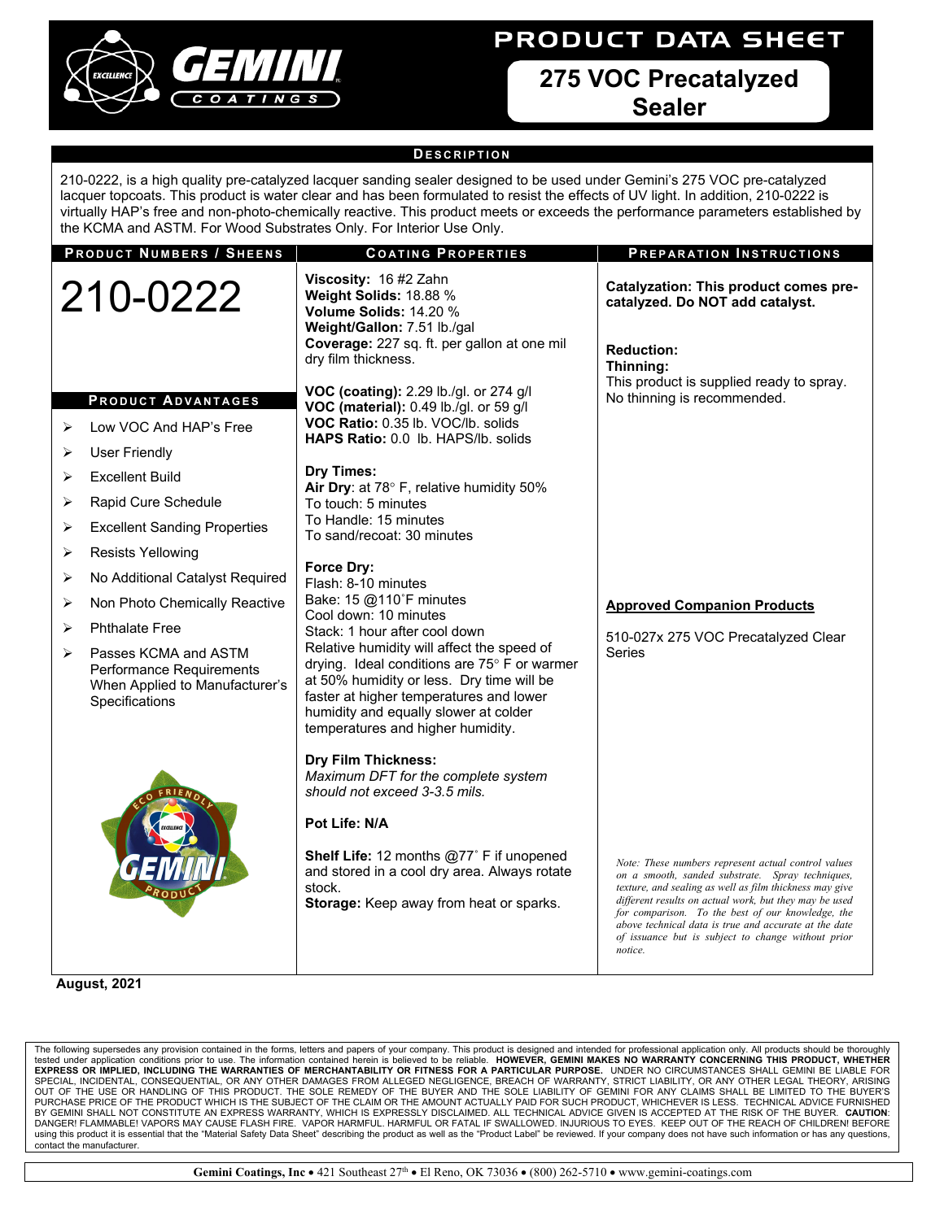# PRODUCT DATA SHEET

## 275 VOC Precatalyzed Sealer

### Description

210-0222, is a high quality pre-catalyzed lacquer sanding sealer designed to be used under Gemini's 275 VOC pre-catalyzed lacquer topcoats. This product is water clear and has been formulated to resist the effects of UV light. In addition, 210-0222 is virtually HAP's free and non-photo-chemically reactive. This product meets or exceeds the performance parameters established by the KCMA and ASTM. For Wood Substrates Only. For Interior Use Only.

### Product Numbers / Sheens

# 210-0222

### Product Advantages

- Low VOC And HAP's Free
- User Friendly
- Excellent Build
- Rapid Cure Schedule
- Excellent Sanding Properties
- Resists Yellowing
- No Additional Catalyst Required
- Non Photo Chemically Reactive
- Phthalate Free
- Passes KCMA and ASTM Performance Requirements When Applied to Manufacturer's Specifications

### Coating Properties

**Viscosity:** 16 #2 Zahn
**Weight Solids:** 18.88 %
**Volume Solids:** 14.20 %
**Weight/Gallon:** 7.51 lb./gal
**Coverage:** 227 sq. ft. per gallon at one mil dry film thickness.

**VOC (coating):** 2.29 lb./gl. or 274 g/l
**VOC (material):** 0.49 lb./gl. or 59 g/l
**VOC Ratio:** 0.35 lb. VOC/lb. solids
**HAPS Ratio:** 0.0 lb. HAPS/lb. solids

**Dry Times:**
**Air Dry**: at 78° F, relative humidity 50%
To touch: 5 minutes
To Handle: 15 minutes
To sand/recoat: 30 minutes

**Force Dry:**
Flash: 8-10 minutes
Bake: 15 @110˚F minutes
Cool down: 10 minutes
Stack: 1 hour after cool down
Relative humidity will affect the speed of drying. Ideal conditions are 75° F or warmer at 50% humidity or less. Dry time will be faster at higher temperatures and lower humidity and equally slower at colder temperatures and higher humidity.

**Dry Film Thickness:**
*Maximum DFT for the complete system should not exceed 3-3.5 mils.*

**Pot Life: N/A**

**Shelf Life:** 12 months @77˚ F if unopened and stored in a cool dry area. Always rotate stock.
**Storage:** Keep away from heat or sparks.

### Preparation Instructions

**Catalyzation: This product comes pre-catalyzed. Do NOT add catalyst.**

**Reduction:**
**Thinning:**
This product is supplied ready to spray. No thinning is recommended.

**Approved Companion Products**

510-027x 275 VOC Precatalyzed Clear Series

*Note: These numbers represent actual control values on a smooth, sanded substrate. Spray techniques, texture, and sealing as well as film thickness may give different results on actual work, but they may be used for comparison. To the best of our knowledge, the above technical data is true and accurate at the date of issuance but is subject to change without prior notice.*

**August, 2021**

The following supersedes any provision contained in the forms, letters and papers of your company. This product is designed and intended for professional application only. All products should be thoroughly tested under application conditions prior to use. The information contained herein is believed to be reliable. **HOWEVER, GEMINI MAKES NO WARRANTY CONCERNING THIS PRODUCT, WHETHER EXPRESS OR IMPLIED, INCLUDING THE WARRANTIES OF MERCHANTABILITY OR FITNESS FOR A PARTICULAR PURPOSE.** UNDER NO CIRCUMSTANCES SHALL GEMINI BE LIABLE FOR SPECIAL, INCIDENTAL, CONSEQUENTIAL, OR ANY OTHER DAMAGES FROM ALLEGED NEGLIGENCE, BREACH OF WARRANTY, STRICT LIABILITY, OR ANY OTHER LEGAL THEORY, ARISING OUT OF THE USE OR HANDLING OF THIS PRODUCT. THE SOLE REMEDY OF THE BUYER AND THE SOLE LIABILITY OF GEMINI FOR ANY CLAIMS SHALL BE LIMITED TO THE BUYER'S PURCHASE PRICE OF THE PRODUCT WHICH IS THE SUBJECT OF THE CLAIM OR THE AMOUNT ACTUALLY PAID FOR SUCH PRODUCT, WHICHEVER IS LESS. TECHNICAL ADVICE FURNISHED BY GEMINI SHALL NOT CONSTITUTE AN EXPRESS WARRANTY, WHICH IS EXPRESSLY DISCLAIMED. ALL TECHNICAL ADVICE GIVEN IS ACCEPTED AT THE RISK OF THE BUYER. **CAUTION**: DANGER! FLAMMABLE! VAPORS MAY CAUSE FLASH FIRE. VAPOR HARMFUL. HARMFUL OR FATAL IF SWALLOWED. INJURIOUS TO EYES. KEEP OUT OF THE REACH OF CHILDREN! BEFORE using this product it is essential that the "Material Safety Data Sheet" describing the product as well as the "Product Label" be reviewed. If your company does not have such information or has any questions, contact the manufacturer.

**Gemini Coatings, Inc** • 421 Southeast 27th • El Reno, OK 73036 • (800) 262-5710 • www.gemini-coatings.com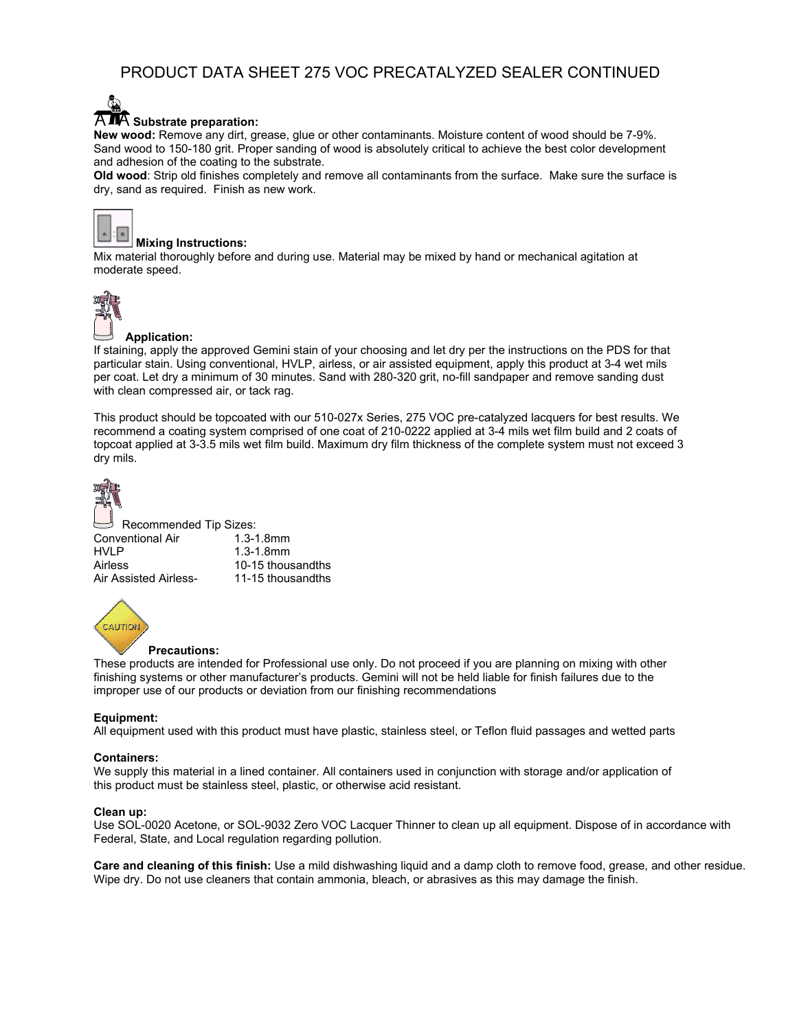# PRODUCT DATA SHEET 275 VOC PRECATALYZED SEALER CONTINUED

**Substrate preparation:**

**New wood:** Remove any dirt, grease, glue or other contaminants. Moisture content of wood should be 7-9%. Sand wood to 150-180 grit. Proper sanding of wood is absolutely critical to achieve the best color development and adhesion of the coating to the substrate.

**Old wood**: Strip old finishes completely and remove all contaminants from the surface. Make sure the surface is dry, sand as required. Finish as new work.

**Mixing Instructions:**

Mix material thoroughly before and during use. Material may be mixed by hand or mechanical agitation at moderate speed.

**Application:**

If staining, apply the approved Gemini stain of your choosing and let dry per the instructions on the PDS for that particular stain. Using conventional, HVLP, airless, or air assisted equipment, apply this product at 3-4 wet mils per coat. Let dry a minimum of 30 minutes. Sand with 280-320 grit, no-fill sandpaper and remove sanding dust with clean compressed air, or tack rag.

This product should be topcoated with our 510-027x Series, 275 VOC pre-catalyzed lacquers for best results. We recommend a coating system comprised of one coat of 210-0222 applied at 3-4 mils wet film build and 2 coats of topcoat applied at 3-3.5 mils wet film build. Maximum dry film thickness of the complete system must not exceed 3 dry mils.

Recommended Tip Sizes:

| | |
|---|---|
| Conventional Air | 1.3-1.8mm |
| HVLP | 1.3-1.8mm |
| Airless | 10-15 thousandths |
| Air Assisted Airless- | 11-15 thousandths |

**Precautions:**

These products are intended for Professional use only. Do not proceed if you are planning on mixing with other finishing systems or other manufacturer's products. Gemini will not be held liable for finish failures due to the improper use of our products or deviation from our finishing recommendations

**Equipment:**

All equipment used with this product must have plastic, stainless steel, or Teflon fluid passages and wetted parts

**Containers:**

We supply this material in a lined container. All containers used in conjunction with storage and/or application of this product must be stainless steel, plastic, or otherwise acid resistant.

**Clean up:**

Use SOL-0020 Acetone, or SOL-9032 Zero VOC Lacquer Thinner to clean up all equipment. Dispose of in accordance with Federal, State, and Local regulation regarding pollution.

**Care and cleaning of this finish:** Use a mild dishwashing liquid and a damp cloth to remove food, grease, and other residue. Wipe dry. Do not use cleaners that contain ammonia, bleach, or abrasives as this may damage the finish.